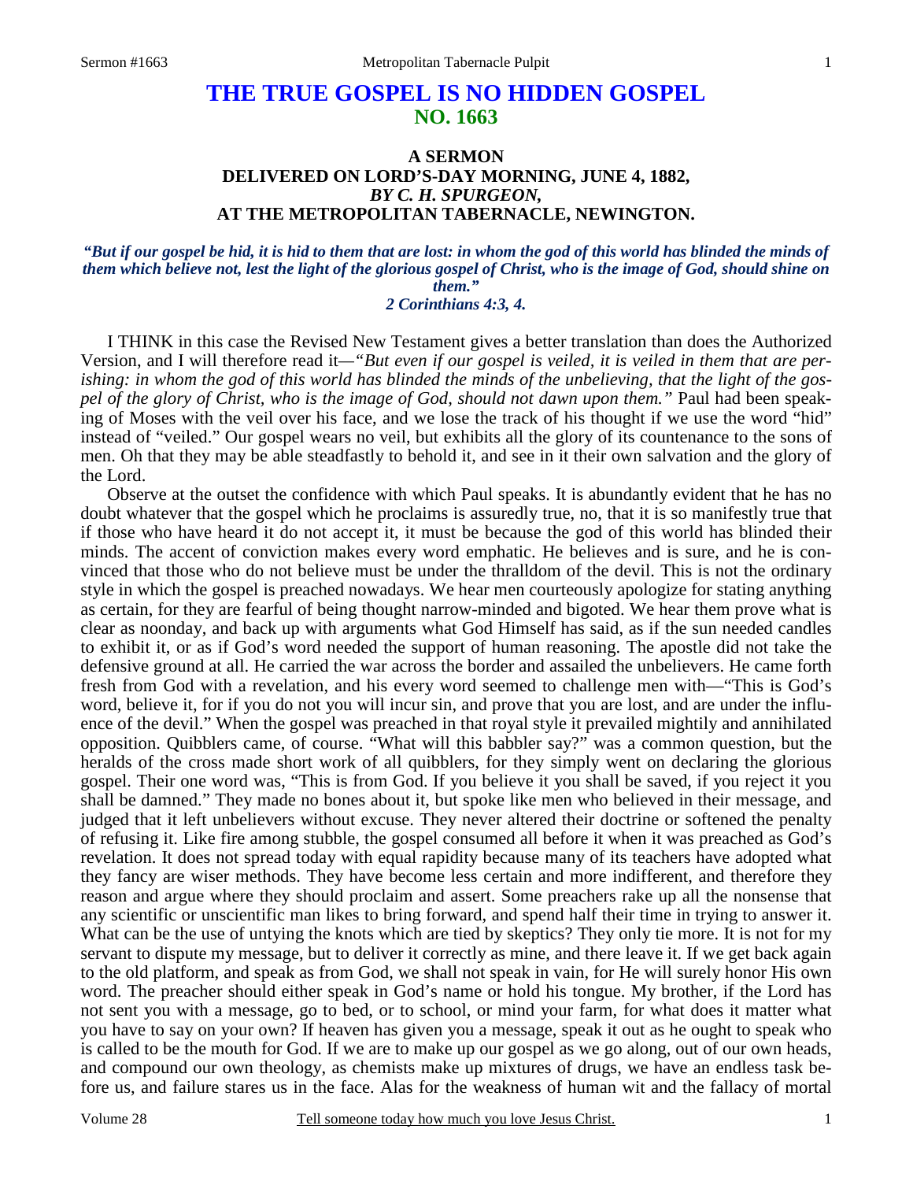# THE TRUE GOSPEL IS NO HIDDEN GOSPEL
## NO. 1663

### A SERMON
### DELIVERED ON LORD'S-DAY MORNING, JUNE 4, 1882,
### *BY C. H. SPURGEON,*
### AT THE METROPOLITAN TABERNACLE, NEWINGTON.

***"But if our gospel be hid, it is hid to them that are lost: in whom the god of this world has blinded the minds of them which believe not, lest the light of the glorious gospel of Christ, who is the image of God, should shine on them."***
***2 Corinthians 4:3, 4.***

I THINK in this case the Revised New Testament gives a better translation than does the Authorized Version, and I will therefore read it—*"But even if our gospel is veiled, it is veiled in them that are perishing: in whom the god of this world has blinded the minds of the unbelieving, that the light of the gospel of the glory of Christ, who is the image of God, should not dawn upon them."* Paul had been speaking of Moses with the veil over his face, and we lose the track of his thought if we use the word "hid" instead of "veiled." Our gospel wears no veil, but exhibits all the glory of its countenance to the sons of men. Oh that they may be able steadfastly to behold it, and see in it their own salvation and the glory of the Lord.

Observe at the outset the confidence with which Paul speaks. It is abundantly evident that he has no doubt whatever that the gospel which he proclaims is assuredly true, no, that it is so manifestly true that if those who have heard it do not accept it, it must be because the god of this world has blinded their minds. The accent of conviction makes every word emphatic. He believes and is sure, and he is convinced that those who do not believe must be under the thralldom of the devil. This is not the ordinary style in which the gospel is preached nowadays. We hear men courteously apologize for stating anything as certain, for they are fearful of being thought narrow-minded and bigoted. We hear them prove what is clear as noonday, and back up with arguments what God Himself has said, as if the sun needed candles to exhibit it, or as if God's word needed the support of human reasoning. The apostle did not take the defensive ground at all. He carried the war across the border and assailed the unbelievers. He came forth fresh from God with a revelation, and his every word seemed to challenge men with—"This is God's word, believe it, for if you do not you will incur sin, and prove that you are lost, and are under the influence of the devil." When the gospel was preached in that royal style it prevailed mightily and annihilated opposition. Quibblers came, of course. "What will this babbler say?" was a common question, but the heralds of the cross made short work of all quibblers, for they simply went on declaring the glorious gospel. Their one word was, "This is from God. If you believe it you shall be saved, if you reject it you shall be damned." They made no bones about it, but spoke like men who believed in their message, and judged that it left unbelievers without excuse. They never altered their doctrine or softened the penalty of refusing it. Like fire among stubble, the gospel consumed all before it when it was preached as God's revelation. It does not spread today with equal rapidity because many of its teachers have adopted what they fancy are wiser methods. They have become less certain and more indifferent, and therefore they reason and argue where they should proclaim and assert. Some preachers rake up all the nonsense that any scientific or unscientific man likes to bring forward, and spend half their time in trying to answer it. What can be the use of untying the knots which are tied by skeptics? They only tie more. It is not for my servant to dispute my message, but to deliver it correctly as mine, and there leave it. If we get back again to the old platform, and speak as from God, we shall not speak in vain, for He will surely honor His own word. The preacher should either speak in God's name or hold his tongue. My brother, if the Lord has not sent you with a message, go to bed, or to school, or mind your farm, for what does it matter what you have to say on your own? If heaven has given you a message, speak it out as he ought to speak who is called to be the mouth for God. If we are to make up our gospel as we go along, out of our own heads, and compound our own theology, as chemists make up mixtures of drugs, we have an endless task before us, and failure stares us in the face. Alas for the weakness of human wit and the fallacy of mortal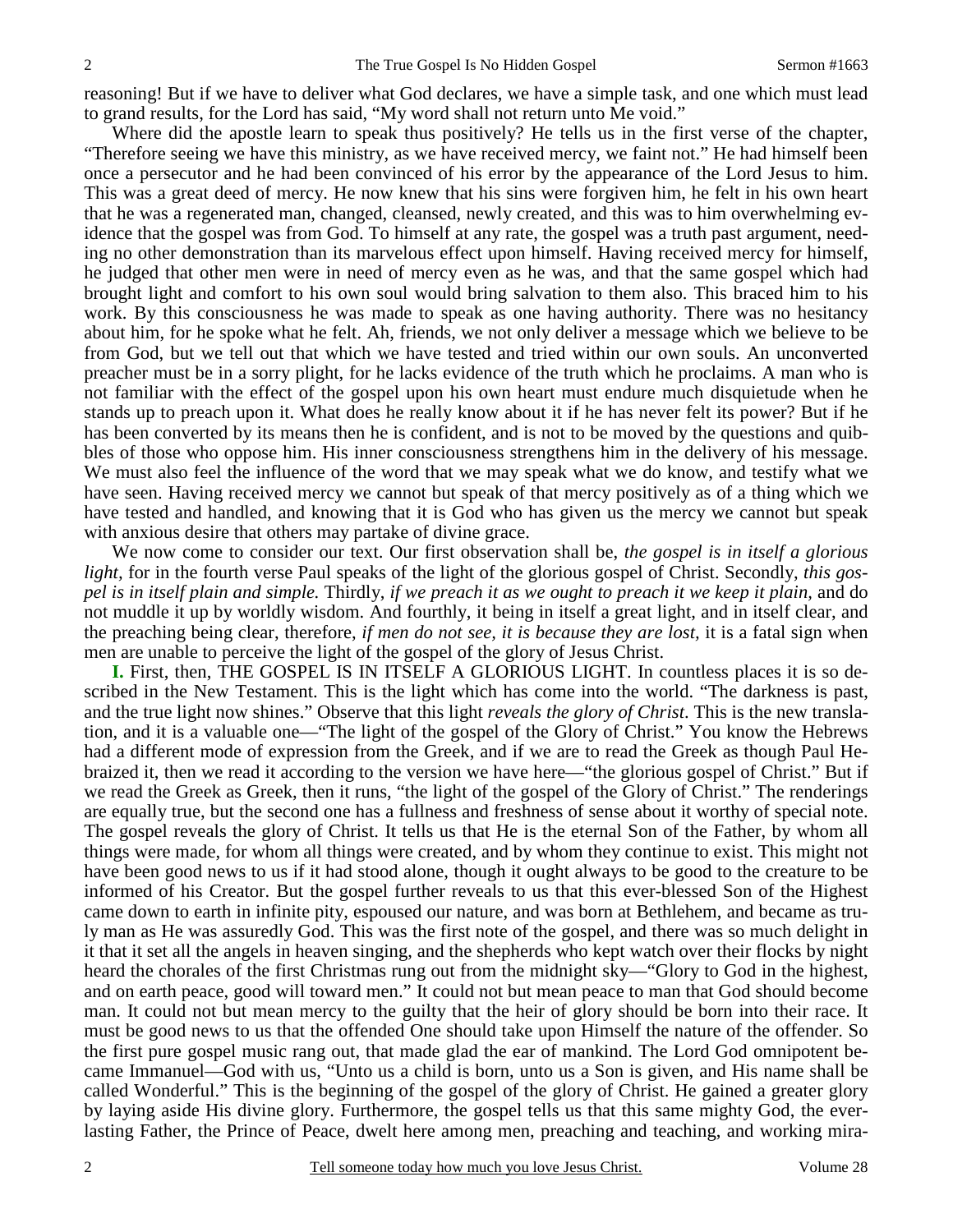reasoning! But if we have to deliver what God declares, we have a simple task, and one which must lead to grand results, for the Lord has said, "My word shall not return unto Me void."

Where did the apostle learn to speak thus positively? He tells us in the first verse of the chapter, "Therefore seeing we have this ministry, as we have received mercy, we faint not." He had himself been once a persecutor and he had been convinced of his error by the appearance of the Lord Jesus to him. This was a great deed of mercy. He now knew that his sins were forgiven him, he felt in his own heart that he was a regenerated man, changed, cleansed, newly created, and this was to him overwhelming evidence that the gospel was from God. To himself at any rate, the gospel was a truth past argument, needing no other demonstration than its marvelous effect upon himself. Having received mercy for himself, he judged that other men were in need of mercy even as he was, and that the same gospel which had brought light and comfort to his own soul would bring salvation to them also. This braced him to his work. By this consciousness he was made to speak as one having authority. There was no hesitancy about him, for he spoke what he felt. Ah, friends, we not only deliver a message which we believe to be from God, but we tell out that which we have tested and tried within our own souls. An unconverted preacher must be in a sorry plight, for he lacks evidence of the truth which he proclaims. A man who is not familiar with the effect of the gospel upon his own heart must endure much disquietude when he stands up to preach upon it. What does he really know about it if he has never felt its power? But if he has been converted by its means then he is confident, and is not to be moved by the questions and quibbles of those who oppose him. His inner consciousness strengthens him in the delivery of his message. We must also feel the influence of the word that we may speak what we do know, and testify what we have seen. Having received mercy we cannot but speak of that mercy positively as of a thing which we have tested and handled, and knowing that it is God who has given us the mercy we cannot but speak with anxious desire that others may partake of divine grace.

We now come to consider our text. Our first observation shall be, *the gospel is in itself a glorious light,* for in the fourth verse Paul speaks of the light of the glorious gospel of Christ. Secondly, *this gospel is in itself plain and simple.* Thirdly, *if we preach it as we ought to preach it we keep it plain,* and do not muddle it up by worldly wisdom. And fourthly, it being in itself a great light, and in itself clear, and the preaching being clear, therefore, *if men do not see, it is because they are lost,* it is a fatal sign when men are unable to perceive the light of the gospel of the glory of Jesus Christ.

**I.** First, then, THE GOSPEL IS IN ITSELF A GLORIOUS LIGHT. In countless places it is so described in the New Testament. This is the light which has come into the world. "The darkness is past, and the true light now shines." Observe that this light *reveals the glory of Christ*. This is the new translation, and it is a valuable one—"The light of the gospel of the Glory of Christ." You know the Hebrews had a different mode of expression from the Greek, and if we are to read the Greek as though Paul Hebraized it, then we read it according to the version we have here—"the glorious gospel of Christ." But if we read the Greek as Greek, then it runs, "the light of the gospel of the Glory of Christ." The renderings are equally true, but the second one has a fullness and freshness of sense about it worthy of special note. The gospel reveals the glory of Christ. It tells us that He is the eternal Son of the Father, by whom all things were made, for whom all things were created, and by whom they continue to exist. This might not have been good news to us if it had stood alone, though it ought always to be good to the creature to be informed of his Creator. But the gospel further reveals to us that this ever-blessed Son of the Highest came down to earth in infinite pity, espoused our nature, and was born at Bethlehem, and became as truly man as He was assuredly God. This was the first note of the gospel, and there was so much delight in it that it set all the angels in heaven singing, and the shepherds who kept watch over their flocks by night heard the chorales of the first Christmas rung out from the midnight sky—"Glory to God in the highest, and on earth peace, good will toward men." It could not but mean peace to man that God should become man. It could not but mean mercy to the guilty that the heir of glory should be born into their race. It must be good news to us that the offended One should take upon Himself the nature of the offender. So the first pure gospel music rang out, that made glad the ear of mankind. The Lord God omnipotent became Immanuel—God with us, "Unto us a child is born, unto us a Son is given, and His name shall be called Wonderful." This is the beginning of the gospel of the glory of Christ. He gained a greater glory by laying aside His divine glory. Furthermore, the gospel tells us that this same mighty God, the everlasting Father, the Prince of Peace, dwelt here among men, preaching and teaching, and working mira-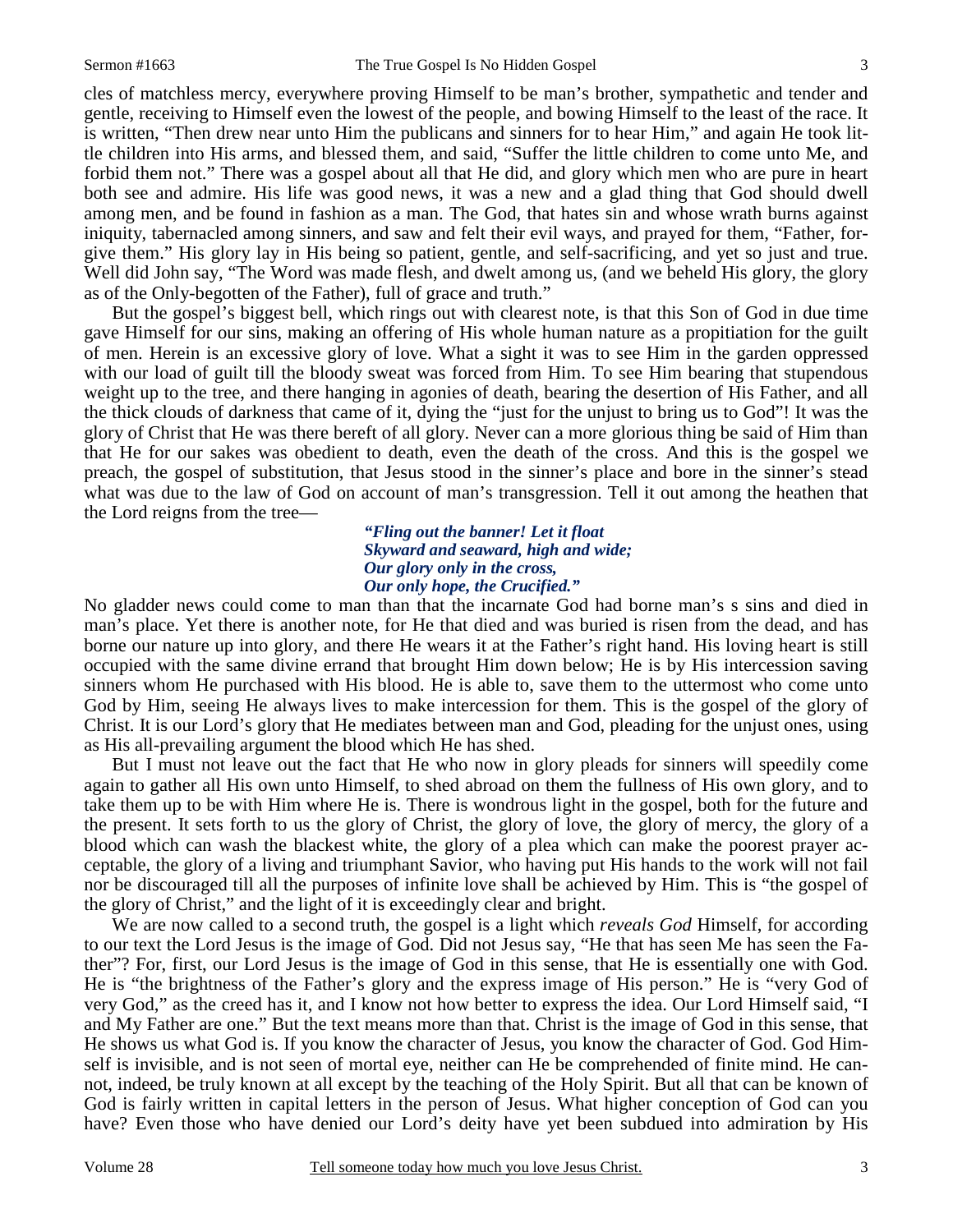cles of matchless mercy, everywhere proving Himself to be man's brother, sympathetic and tender and gentle, receiving to Himself even the lowest of the people, and bowing Himself to the least of the race. It is written, "Then drew near unto Him the publicans and sinners for to hear Him," and again He took little children into His arms, and blessed them, and said, "Suffer the little children to come unto Me, and forbid them not." There was a gospel about all that He did, and glory which men who are pure in heart both see and admire. His life was good news, it was a new and a glad thing that God should dwell among men, and be found in fashion as a man. The God, that hates sin and whose wrath burns against iniquity, tabernacled among sinners, and saw and felt their evil ways, and prayed for them, "Father, forgive them." His glory lay in His being so patient, gentle, and self-sacrificing, and yet so just and true. Well did John say, "The Word was made flesh, and dwelt among us, (and we beheld His glory, the glory as of the Only-begotten of the Father), full of grace and truth."

But the gospel's biggest bell, which rings out with clearest note, is that this Son of God in due time gave Himself for our sins, making an offering of His whole human nature as a propitiation for the guilt of men. Herein is an excessive glory of love. What a sight it was to see Him in the garden oppressed with our load of guilt till the bloody sweat was forced from Him. To see Him bearing that stupendous weight up to the tree, and there hanging in agonies of death, bearing the desertion of His Father, and all the thick clouds of darkness that came of it, dying the "just for the unjust to bring us to God"! It was the glory of Christ that He was there bereft of all glory. Never can a more glorious thing be said of Him than that He for our sakes was obedient to death, even the death of the cross. And this is the gospel we preach, the gospel of substitution, that Jesus stood in the sinner's place and bore in the sinner's stead what was due to the law of God on account of man's transgression. Tell it out among the heathen that the Lord reigns from the tree—

> ***"Fling out the banner! Let it float***
> ***Skyward and seaward, high and wide;***
> ***Our glory only in the cross,***
> ***Our only hope, the Crucified."***

No gladder news could come to man than that the incarnate God had borne man's s sins and died in man's place. Yet there is another note, for He that died and was buried is risen from the dead, and has borne our nature up into glory, and there He wears it at the Father's right hand. His loving heart is still occupied with the same divine errand that brought Him down below; He is by His intercession saving sinners whom He purchased with His blood. He is able to, save them to the uttermost who come unto God by Him, seeing He always lives to make intercession for them. This is the gospel of the glory of Christ. It is our Lord's glory that He mediates between man and God, pleading for the unjust ones, using as His all-prevailing argument the blood which He has shed.

But I must not leave out the fact that He who now in glory pleads for sinners will speedily come again to gather all His own unto Himself, to shed abroad on them the fullness of His own glory, and to take them up to be with Him where He is. There is wondrous light in the gospel, both for the future and the present. It sets forth to us the glory of Christ, the glory of love, the glory of mercy, the glory of a blood which can wash the blackest white, the glory of a plea which can make the poorest prayer acceptable, the glory of a living and triumphant Savior, who having put His hands to the work will not fail nor be discouraged till all the purposes of infinite love shall be achieved by Him. This is "the gospel of the glory of Christ," and the light of it is exceedingly clear and bright.

We are now called to a second truth, the gospel is a light which *reveals God* Himself, for according to our text the Lord Jesus is the image of God. Did not Jesus say, "He that has seen Me has seen the Father"? For, first, our Lord Jesus is the image of God in this sense, that He is essentially one with God. He is "the brightness of the Father's glory and the express image of His person." He is "very God of very God," as the creed has it, and I know not how better to express the idea. Our Lord Himself said, "I and My Father are one." But the text means more than that. Christ is the image of God in this sense, that He shows us what God is. If you know the character of Jesus, you know the character of God. God Himself is invisible, and is not seen of mortal eye, neither can He be comprehended of finite mind. He cannot, indeed, be truly known at all except by the teaching of the Holy Spirit. But all that can be known of God is fairly written in capital letters in the person of Jesus. What higher conception of God can you have? Even those who have denied our Lord's deity have yet been subdued into admiration by His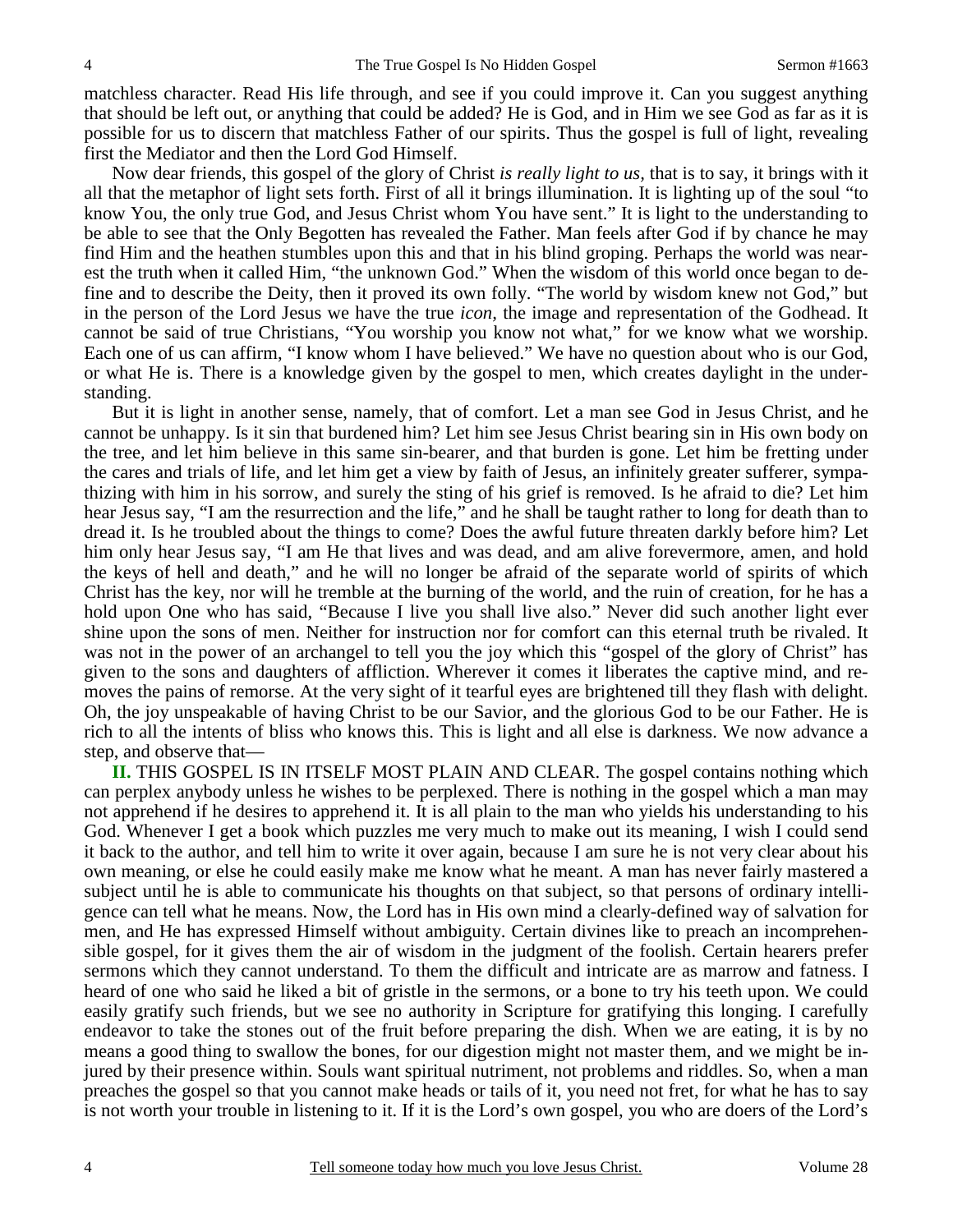matchless character. Read His life through, and see if you could improve it. Can you suggest anything that should be left out, or anything that could be added? He is God, and in Him we see God as far as it is possible for us to discern that matchless Father of our spirits. Thus the gospel is full of light, revealing first the Mediator and then the Lord God Himself.

Now dear friends, this gospel of the glory of Christ *is really light to us,* that is to say, it brings with it all that the metaphor of light sets forth. First of all it brings illumination. It is lighting up of the soul "to know You, the only true God, and Jesus Christ whom You have sent." It is light to the understanding to be able to see that the Only Begotten has revealed the Father. Man feels after God if by chance he may find Him and the heathen stumbles upon this and that in his blind groping. Perhaps the world was nearest the truth when it called Him, "the unknown God." When the wisdom of this world once began to define and to describe the Deity, then it proved its own folly. "The world by wisdom knew not God," but in the person of the Lord Jesus we have the true *icon,* the image and representation of the Godhead. It cannot be said of true Christians, "You worship you know not what," for we know what we worship. Each one of us can affirm, "I know whom I have believed." We have no question about who is our God, or what He is. There is a knowledge given by the gospel to men, which creates daylight in the understanding.

But it is light in another sense, namely, that of comfort. Let a man see God in Jesus Christ, and he cannot be unhappy. Is it sin that burdened him? Let him see Jesus Christ bearing sin in His own body on the tree, and let him believe in this same sin-bearer, and that burden is gone. Let him be fretting under the cares and trials of life, and let him get a view by faith of Jesus, an infinitely greater sufferer, sympathizing with him in his sorrow, and surely the sting of his grief is removed. Is he afraid to die? Let him hear Jesus say, "I am the resurrection and the life," and he shall be taught rather to long for death than to dread it. Is he troubled about the things to come? Does the awful future threaten darkly before him? Let him only hear Jesus say, "I am He that lives and was dead, and am alive forevermore, amen, and hold the keys of hell and death," and he will no longer be afraid of the separate world of spirits of which Christ has the key, nor will he tremble at the burning of the world, and the ruin of creation, for he has a hold upon One who has said, "Because I live you shall live also." Never did such another light ever shine upon the sons of men. Neither for instruction nor for comfort can this eternal truth be rivaled. It was not in the power of an archangel to tell you the joy which this "gospel of the glory of Christ" has given to the sons and daughters of affliction. Wherever it comes it liberates the captive mind, and removes the pains of remorse. At the very sight of it tearful eyes are brightened till they flash with delight. Oh, the joy unspeakable of having Christ to be our Savior, and the glorious God to be our Father. He is rich to all the intents of bliss who knows this. This is light and all else is darkness. We now advance a step, and observe that—

**II.** THIS GOSPEL IS IN ITSELF MOST PLAIN AND CLEAR. The gospel contains nothing which can perplex anybody unless he wishes to be perplexed. There is nothing in the gospel which a man may not apprehend if he desires to apprehend it. It is all plain to the man who yields his understanding to his God. Whenever I get a book which puzzles me very much to make out its meaning, I wish I could send it back to the author, and tell him to write it over again, because I am sure he is not very clear about his own meaning, or else he could easily make me know what he meant. A man has never fairly mastered a subject until he is able to communicate his thoughts on that subject, so that persons of ordinary intelligence can tell what he means. Now, the Lord has in His own mind a clearly-defined way of salvation for men, and He has expressed Himself without ambiguity. Certain divines like to preach an incomprehensible gospel, for it gives them the air of wisdom in the judgment of the foolish. Certain hearers prefer sermons which they cannot understand. To them the difficult and intricate are as marrow and fatness. I heard of one who said he liked a bit of gristle in the sermons, or a bone to try his teeth upon. We could easily gratify such friends, but we see no authority in Scripture for gratifying this longing. I carefully endeavor to take the stones out of the fruit before preparing the dish. When we are eating, it is by no means a good thing to swallow the bones, for our digestion might not master them, and we might be injured by their presence within. Souls want spiritual nutriment, not problems and riddles. So, when a man preaches the gospel so that you cannot make heads or tails of it, you need not fret, for what he has to say is not worth your trouble in listening to it. If it is the Lord's own gospel, you who are doers of the Lord's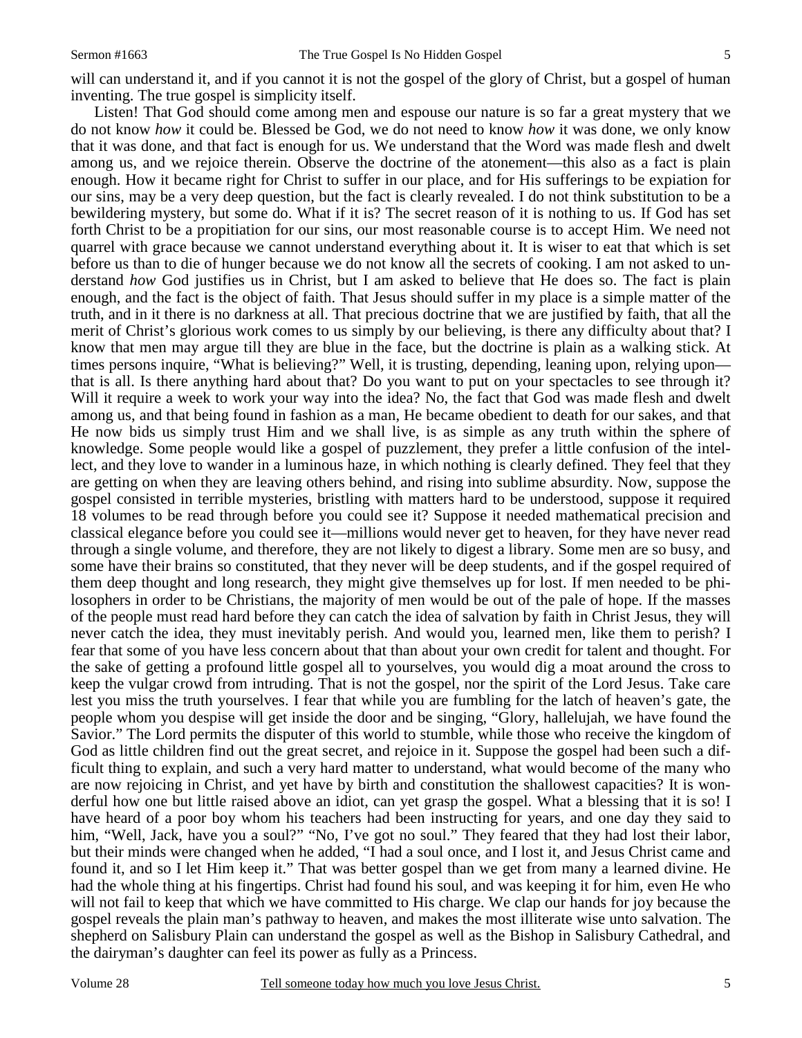will can understand it, and if you cannot it is not the gospel of the glory of Christ, but a gospel of human inventing. The true gospel is simplicity itself.

Listen! That God should come among men and espouse our nature is so far a great mystery that we do not know *how* it could be. Blessed be God, we do not need to know *how* it was done, we only know that it was done, and that fact is enough for us. We understand that the Word was made flesh and dwelt among us, and we rejoice therein. Observe the doctrine of the atonement—this also as a fact is plain enough. How it became right for Christ to suffer in our place, and for His sufferings to be expiation for our sins, may be a very deep question, but the fact is clearly revealed. I do not think substitution to be a bewildering mystery, but some do. What if it is? The secret reason of it is nothing to us. If God has set forth Christ to be a propitiation for our sins, our most reasonable course is to accept Him. We need not quarrel with grace because we cannot understand everything about it. It is wiser to eat that which is set before us than to die of hunger because we do not know all the secrets of cooking. I am not asked to understand *how* God justifies us in Christ, but I am asked to believe that He does so. The fact is plain enough, and the fact is the object of faith. That Jesus should suffer in my place is a simple matter of the truth, and in it there is no darkness at all. That precious doctrine that we are justified by faith, that all the merit of Christ's glorious work comes to us simply by our believing, is there any difficulty about that? I know that men may argue till they are blue in the face, but the doctrine is plain as a walking stick. At times persons inquire, "What is believing?" Well, it is trusting, depending, leaning upon, relying upon—that is all. Is there anything hard about that? Do you want to put on your spectacles to see through it? Will it require a week to work your way into the idea? No, the fact that God was made flesh and dwelt among us, and that being found in fashion as a man, He became obedient to death for our sakes, and that He now bids us simply trust Him and we shall live, is as simple as any truth within the sphere of knowledge. Some people would like a gospel of puzzlement, they prefer a little confusion of the intellect, and they love to wander in a luminous haze, in which nothing is clearly defined. They feel that they are getting on when they are leaving others behind, and rising into sublime absurdity. Now, suppose the gospel consisted in terrible mysteries, bristling with matters hard to be understood, suppose it required 18 volumes to be read through before you could see it? Suppose it needed mathematical precision and classical elegance before you could see it—millions would never get to heaven, for they have never read through a single volume, and therefore, they are not likely to digest a library. Some men are so busy, and some have their brains so constituted, that they never will be deep students, and if the gospel required of them deep thought and long research, they might give themselves up for lost. If men needed to be philosophers in order to be Christians, the majority of men would be out of the pale of hope. If the masses of the people must read hard before they can catch the idea of salvation by faith in Christ Jesus, they will never catch the idea, they must inevitably perish. And would you, learned men, like them to perish? I fear that some of you have less concern about that than about your own credit for talent and thought. For the sake of getting a profound little gospel all to yourselves, you would dig a moat around the cross to keep the vulgar crowd from intruding. That is not the gospel, nor the spirit of the Lord Jesus. Take care lest you miss the truth yourselves. I fear that while you are fumbling for the latch of heaven's gate, the people whom you despise will get inside the door and be singing, "Glory, hallelujah, we have found the Savior." The Lord permits the disputer of this world to stumble, while those who receive the kingdom of God as little children find out the great secret, and rejoice in it. Suppose the gospel had been such a difficult thing to explain, and such a very hard matter to understand, what would become of the many who are now rejoicing in Christ, and yet have by birth and constitution the shallowest capacities? It is wonderful how one but little raised above an idiot, can yet grasp the gospel. What a blessing that it is so! I have heard of a poor boy whom his teachers had been instructing for years, and one day they said to him, "Well, Jack, have you a soul?" "No, I've got no soul." They feared that they had lost their labor, but their minds were changed when he added, "I had a soul once, and I lost it, and Jesus Christ came and found it, and so I let Him keep it." That was better gospel than we get from many a learned divine. He had the whole thing at his fingertips. Christ had found his soul, and was keeping it for him, even He who will not fail to keep that which we have committed to His charge. We clap our hands for joy because the gospel reveals the plain man's pathway to heaven, and makes the most illiterate wise unto salvation. The shepherd on Salisbury Plain can understand the gospel as well as the Bishop in Salisbury Cathedral, and the dairyman's daughter can feel its power as fully as a Princess.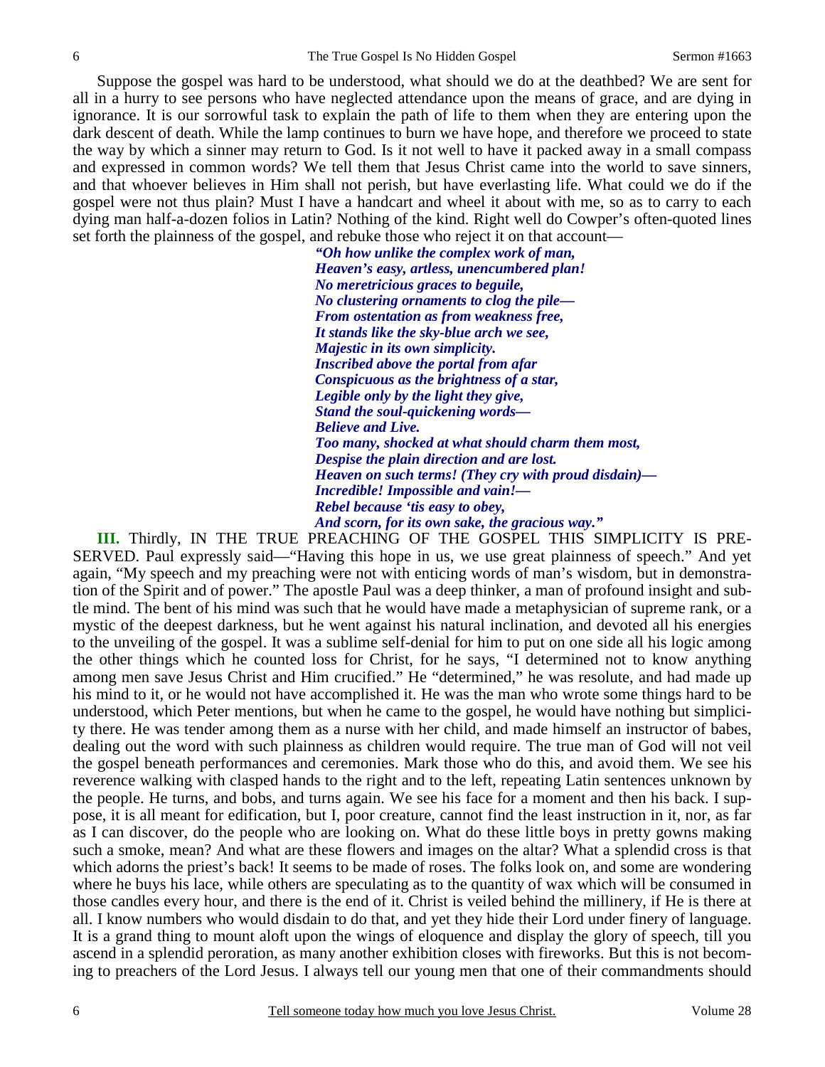Suppose the gospel was hard to be understood, what should we do at the deathbed? We are sent for all in a hurry to see persons who have neglected attendance upon the means of grace, and are dying in ignorance. It is our sorrowful task to explain the path of life to them when they are entering upon the dark descent of death. While the lamp continues to burn we have hope, and therefore we proceed to state the way by which a sinner may return to God. Is it not well to have it packed away in a small compass and expressed in common words? We tell them that Jesus Christ came into the world to save sinners, and that whoever believes in Him shall not perish, but have everlasting life. What could we do if the gospel were not thus plain? Must I have a handcart and wheel it about with me, so as to carry to each dying man half-a-dozen folios in Latin? Nothing of the kind. Right well do Cowper's often-quoted lines set forth the plainness of the gospel, and rebuke those who reject it on that account—

> ***"Oh how unlike the complex work of man,***
> ***Heaven's easy, artless, unencumbered plan!***
> ***No meretricious graces to beguile,***
> ***No clustering ornaments to clog the pile—***
> ***From ostentation as from weakness free,***
> ***It stands like the sky-blue arch we see,***
> ***Majestic in its own simplicity.***
> ***Inscribed above the portal from afar***
> ***Conspicuous as the brightness of a star,***
> ***Legible only by the light they give,***
> ***Stand the soul-quickening words—***
> ***Believe and Live.***
> ***Too many, shocked at what should charm them most,***
> ***Despise the plain direction and are lost.***
> ***Heaven on such terms! (They cry with proud disdain)—***
> ***Incredible! Impossible and vain!—***
> ***Rebel because 'tis easy to obey,***
> ***And scorn, for its own sake, the gracious way."***

**III.** Thirdly, IN THE TRUE PREACHING OF THE GOSPEL THIS SIMPLICITY IS PRESERVED. Paul expressly said—"Having this hope in us, we use great plainness of speech." And yet again, "My speech and my preaching were not with enticing words of man's wisdom, but in demonstration of the Spirit and of power." The apostle Paul was a deep thinker, a man of profound insight and subtle mind. The bent of his mind was such that he would have made a metaphysician of supreme rank, or a mystic of the deepest darkness, but he went against his natural inclination, and devoted all his energies to the unveiling of the gospel. It was a sublime self-denial for him to put on one side all his logic among the other things which he counted loss for Christ, for he says, "I determined not to know anything among men save Jesus Christ and Him crucified." He "determined," he was resolute, and had made up his mind to it, or he would not have accomplished it. He was the man who wrote some things hard to be understood, which Peter mentions, but when he came to the gospel, he would have nothing but simplicity there. He was tender among them as a nurse with her child, and made himself an instructor of babes, dealing out the word with such plainness as children would require. The true man of God will not veil the gospel beneath performances and ceremonies. Mark those who do this, and avoid them. We see his reverence walking with clasped hands to the right and to the left, repeating Latin sentences unknown by the people. He turns, and bobs, and turns again. We see his face for a moment and then his back. I suppose, it is all meant for edification, but I, poor creature, cannot find the least instruction in it, nor, as far as I can discover, do the people who are looking on. What do these little boys in pretty gowns making such a smoke, mean? And what are these flowers and images on the altar? What a splendid cross is that which adorns the priest's back! It seems to be made of roses. The folks look on, and some are wondering where he buys his lace, while others are speculating as to the quantity of wax which will be consumed in those candles every hour, and there is the end of it. Christ is veiled behind the millinery, if He is there at all. I know numbers who would disdain to do that, and yet they hide their Lord under finery of language. It is a grand thing to mount aloft upon the wings of eloquence and display the glory of speech, till you ascend in a splendid peroration, as many another exhibition closes with fireworks. But this is not becoming to preachers of the Lord Jesus. I always tell our young men that one of their commandments should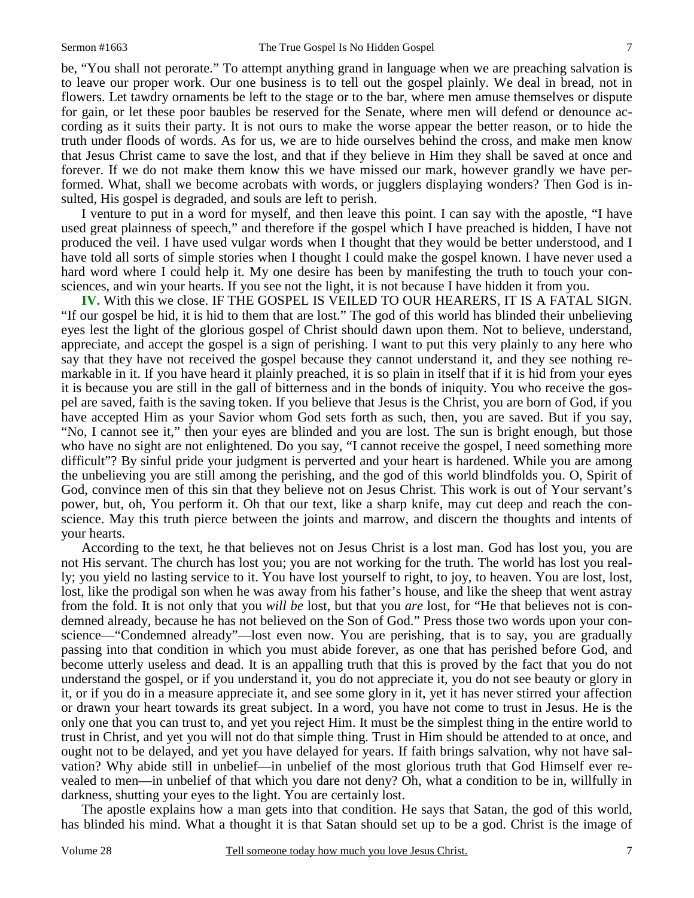be, "You shall not perorate." To attempt anything grand in language when we are preaching salvation is to leave our proper work. Our one business is to tell out the gospel plainly. We deal in bread, not in flowers. Let tawdry ornaments be left to the stage or to the bar, where men amuse themselves or dispute for gain, or let these poor baubles be reserved for the Senate, where men will defend or denounce according as it suits their party. It is not ours to make the worse appear the better reason, or to hide the truth under floods of words. As for us, we are to hide ourselves behind the cross, and make men know that Jesus Christ came to save the lost, and that if they believe in Him they shall be saved at once and forever. If we do not make them know this we have missed our mark, however grandly we have performed. What, shall we become acrobats with words, or jugglers displaying wonders? Then God is insulted, His gospel is degraded, and souls are left to perish.

I venture to put in a word for myself, and then leave this point. I can say with the apostle, "I have used great plainness of speech," and therefore if the gospel which I have preached is hidden, I have not produced the veil. I have used vulgar words when I thought that they would be better understood, and I have told all sorts of simple stories when I thought I could make the gospel known. I have never used a hard word where I could help it. My one desire has been by manifesting the truth to touch your consciences, and win your hearts. If you see not the light, it is not because I have hidden it from you.

**IV.** With this we close. IF THE GOSPEL IS VEILED TO OUR HEARERS, IT IS A FATAL SIGN. "If our gospel be hid, it is hid to them that are lost." The god of this world has blinded their unbelieving eyes lest the light of the glorious gospel of Christ should dawn upon them. Not to believe, understand, appreciate, and accept the gospel is a sign of perishing. I want to put this very plainly to any here who say that they have not received the gospel because they cannot understand it, and they see nothing remarkable in it. If you have heard it plainly preached, it is so plain in itself that if it is hid from your eyes it is because you are still in the gall of bitterness and in the bonds of iniquity. You who receive the gospel are saved, faith is the saving token. If you believe that Jesus is the Christ, you are born of God, if you have accepted Him as your Savior whom God sets forth as such, then, you are saved. But if you say, "No, I cannot see it," then your eyes are blinded and you are lost. The sun is bright enough, but those who have no sight are not enlightened. Do you say, "I cannot receive the gospel, I need something more difficult"? By sinful pride your judgment is perverted and your heart is hardened. While you are among the unbelieving you are still among the perishing, and the god of this world blindfolds you. O, Spirit of God, convince men of this sin that they believe not on Jesus Christ. This work is out of Your servant's power, but, oh, You perform it. Oh that our text, like a sharp knife, may cut deep and reach the conscience. May this truth pierce between the joints and marrow, and discern the thoughts and intents of your hearts.

According to the text, he that believes not on Jesus Christ is a lost man. God has lost you, you are not His servant. The church has lost you; you are not working for the truth. The world has lost you really; you yield no lasting service to it. You have lost yourself to right, to joy, to heaven. You are lost, lost, lost, like the prodigal son when he was away from his father's house, and like the sheep that went astray from the fold. It is not only that you *will be* lost, but that you *are* lost, for "He that believes not is condemned already, because he has not believed on the Son of God." Press those two words upon your conscience—"Condemned already"—lost even now. You are perishing, that is to say, you are gradually passing into that condition in which you must abide forever, as one that has perished before God, and become utterly useless and dead. It is an appalling truth that this is proved by the fact that you do not understand the gospel, or if you understand it, you do not appreciate it, you do not see beauty or glory in it, or if you do in a measure appreciate it, and see some glory in it, yet it has never stirred your affection or drawn your heart towards its great subject. In a word, you have not come to trust in Jesus. He is the only one that you can trust to, and yet you reject Him. It must be the simplest thing in the entire world to trust in Christ, and yet you will not do that simple thing. Trust in Him should be attended to at once, and ought not to be delayed, and yet you have delayed for years. If faith brings salvation, why not have salvation? Why abide still in unbelief—in unbelief of the most glorious truth that God Himself ever revealed to men—in unbelief of that which you dare not deny? Oh, what a condition to be in, willfully in darkness, shutting your eyes to the light. You are certainly lost.

The apostle explains how a man gets into that condition. He says that Satan, the god of this world, has blinded his mind. What a thought it is that Satan should set up to be a god. Christ is the image of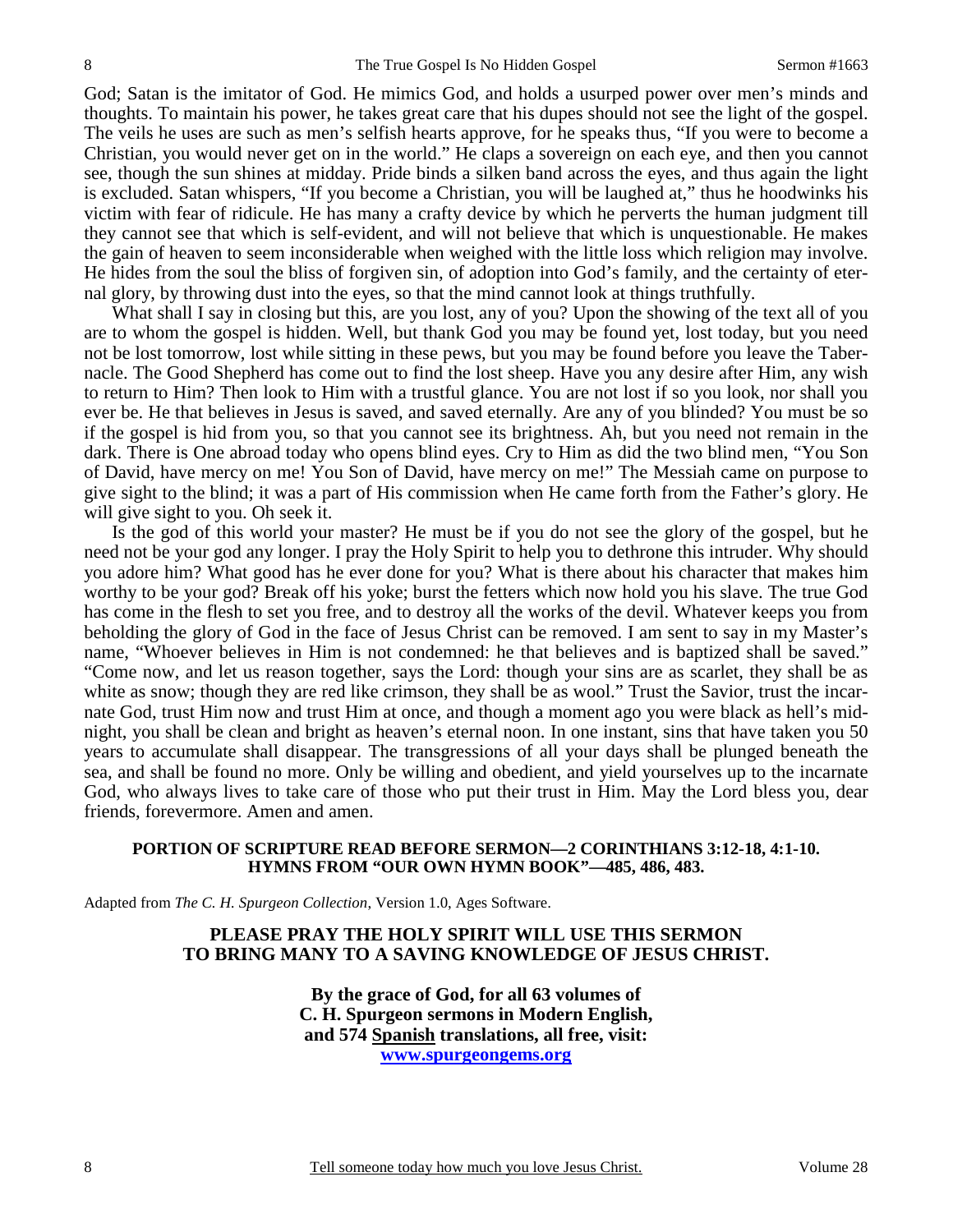God; Satan is the imitator of God. He mimics God, and holds a usurped power over men's minds and thoughts. To maintain his power, he takes great care that his dupes should not see the light of the gospel. The veils he uses are such as men's selfish hearts approve, for he speaks thus, "If you were to become a Christian, you would never get on in the world." He claps a sovereign on each eye, and then you cannot see, though the sun shines at midday. Pride binds a silken band across the eyes, and thus again the light is excluded. Satan whispers, "If you become a Christian, you will be laughed at," thus he hoodwinks his victim with fear of ridicule. He has many a crafty device by which he perverts the human judgment till they cannot see that which is self-evident, and will not believe that which is unquestionable. He makes the gain of heaven to seem inconsiderable when weighed with the little loss which religion may involve. He hides from the soul the bliss of forgiven sin, of adoption into God's family, and the certainty of eternal glory, by throwing dust into the eyes, so that the mind cannot look at things truthfully.

What shall I say in closing but this, are you lost, any of you? Upon the showing of the text all of you are to whom the gospel is hidden. Well, but thank God you may be found yet, lost today, but you need not be lost tomorrow, lost while sitting in these pews, but you may be found before you leave the Tabernacle. The Good Shepherd has come out to find the lost sheep. Have you any desire after Him, any wish to return to Him? Then look to Him with a trustful glance. You are not lost if so you look, nor shall you ever be. He that believes in Jesus is saved, and saved eternally. Are any of you blinded? You must be so if the gospel is hid from you, so that you cannot see its brightness. Ah, but you need not remain in the dark. There is One abroad today who opens blind eyes. Cry to Him as did the two blind men, "You Son of David, have mercy on me! You Son of David, have mercy on me!" The Messiah came on purpose to give sight to the blind; it was a part of His commission when He came forth from the Father's glory. He will give sight to you. Oh seek it.

Is the god of this world your master? He must be if you do not see the glory of the gospel, but he need not be your god any longer. I pray the Holy Spirit to help you to dethrone this intruder. Why should you adore him? What good has he ever done for you? What is there about his character that makes him worthy to be your god? Break off his yoke; burst the fetters which now hold you his slave. The true God has come in the flesh to set you free, and to destroy all the works of the devil. Whatever keeps you from beholding the glory of God in the face of Jesus Christ can be removed. I am sent to say in my Master's name, "Whoever believes in Him is not condemned: he that believes and is baptized shall be saved." "Come now, and let us reason together, says the Lord: though your sins are as scarlet, they shall be as white as snow; though they are red like crimson, they shall be as wool." Trust the Savior, trust the incarnate God, trust Him now and trust Him at once, and though a moment ago you were black as hell's midnight, you shall be clean and bright as heaven's eternal noon. In one instant, sins that have taken you 50 years to accumulate shall disappear. The transgressions of all your days shall be plunged beneath the sea, and shall be found no more. Only be willing and obedient, and yield yourselves up to the incarnate God, who always lives to take care of those who put their trust in Him. May the Lord bless you, dear friends, forevermore. Amen and amen.

**PORTION OF SCRIPTURE READ BEFORE SERMON—2 CORINTHIANS 3:12-18, 4:1-10.**
**HYMNS FROM "OUR OWN HYMN BOOK"—485, 486, 483.**

Adapted from *The C. H. Spurgeon Collection*, Version 1.0, Ages Software.

**PLEASE PRAY THE HOLY SPIRIT WILL USE THIS SERMON TO BRING MANY TO A SAVING KNOWLEDGE OF JESUS CHRIST.**

**By the grace of God, for all 63 volumes of C. H. Spurgeon sermons in Modern English, and 574 Spanish translations, all free, visit: www.spurgeongems.org**

Tell someone today how much you love Jesus Christ.